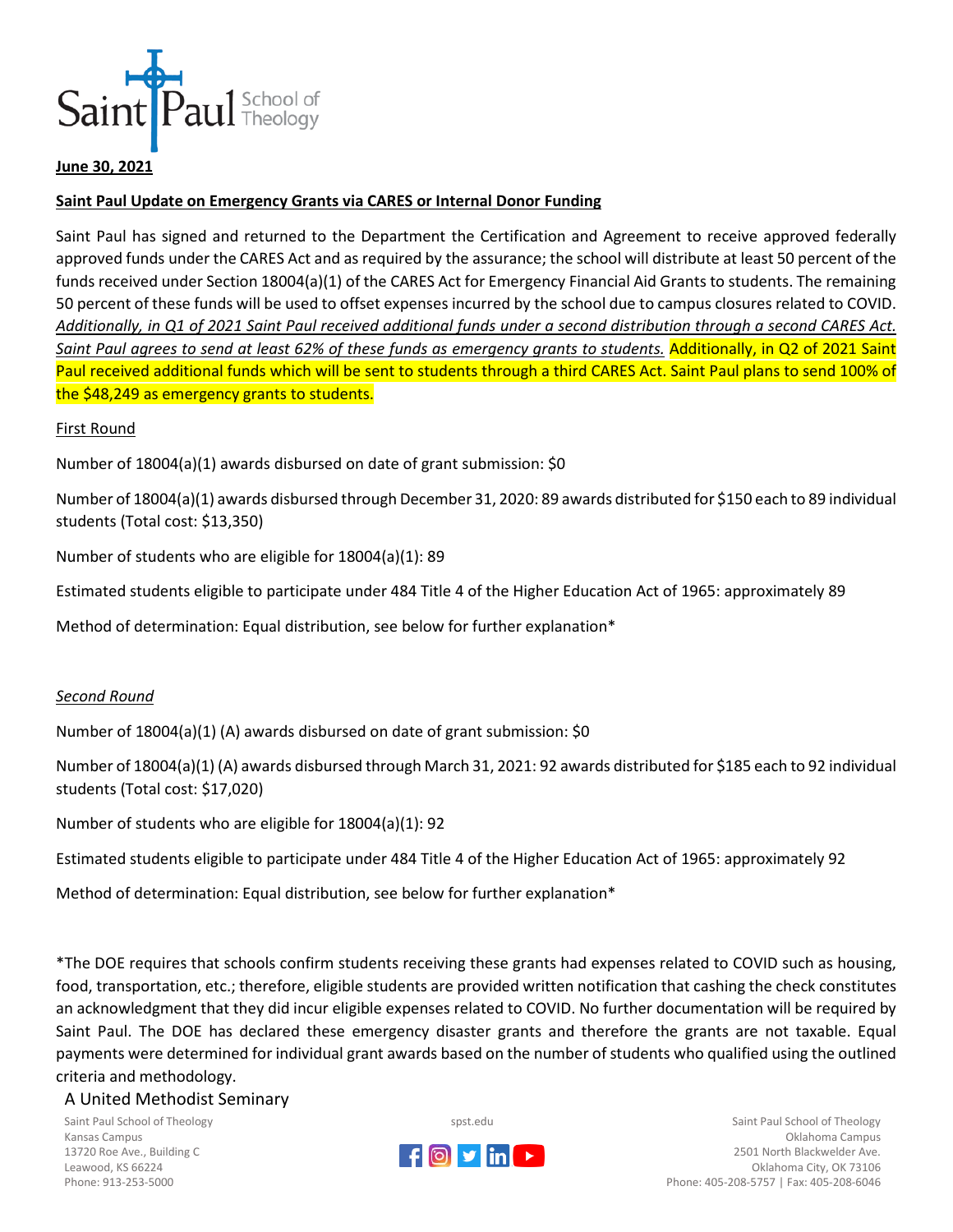**June 30, 2021**

**Saint Paul Update on Emergency Grants via CARES or Internal Donor Funding**

Saint Paul has signed and returned to the Department the Certification and Agreement to receive approved federally approved funds under the CARES Act and as required by the assurance; the school will distribute at least 50 percent of the funds received under Section 18004(a)(1) of the CARES Act for Emergency Financial Aid Grants to students. The remaining 50 percent of these funds will be used to offset expenses incurred by the school due to campus closures related to COVID. *Additionally, in Q1 of 2021 Saint Paul received additional funds under a second distribution through a second CARES Act. Saint Paul agrees to send at least 62% of these funds as emergency grants to students.* Additionally, in Q2 of 2021 Saint Paul received additional funds which will be sent to students through a third CARES Act. Saint Paul plans to send 100% of the $48,249 as emergency grants to students.

First Round

Number of 18004(a)(1) awards disbursed on date of grant submission: $0

Number of 18004(a)(1) awards disbursed through December 31, 2020: 89 awards distributed for $150 each to 89 individual students (Total cost: $13,350)

Number of students who are eligible for 18004(a)(1): 89

Estimated students eligible to participate under 484 Title 4 of the Higher Education Act of 1965: approximately 89

Method of determination: Equal distribution, see below for further explanation*

*Second Round*

Number of 18004(a)(1) (A) awards disbursed on date of grant submission: $0

Number of 18004(a)(1) (A) awards disbursed through March 31, 2021: 92 awards distributed for $185 each to 92 individual students (Total cost: $17,020)

Number of students who are eligible for 18004(a)(1): 92

Estimated students eligible to participate under 484 Title 4 of the Higher Education Act of 1965: approximately 92

Method of determination: Equal distribution, see below for further explanation*

*The DOE requires that schools confirm students receiving these grants had expenses related to COVID such as housing, food, transportation, etc.; therefore, eligible students are provided written notification that cashing the check constitutes an acknowledgment that they did incur eligible expenses related to COVID. No further documentation will be required by Saint Paul. The DOE has declared these emergency disaster grants and therefore the grants are not taxable. Equal payments were determined for individual grant awards based on the number of students who qualified using the outlined criteria and methodology.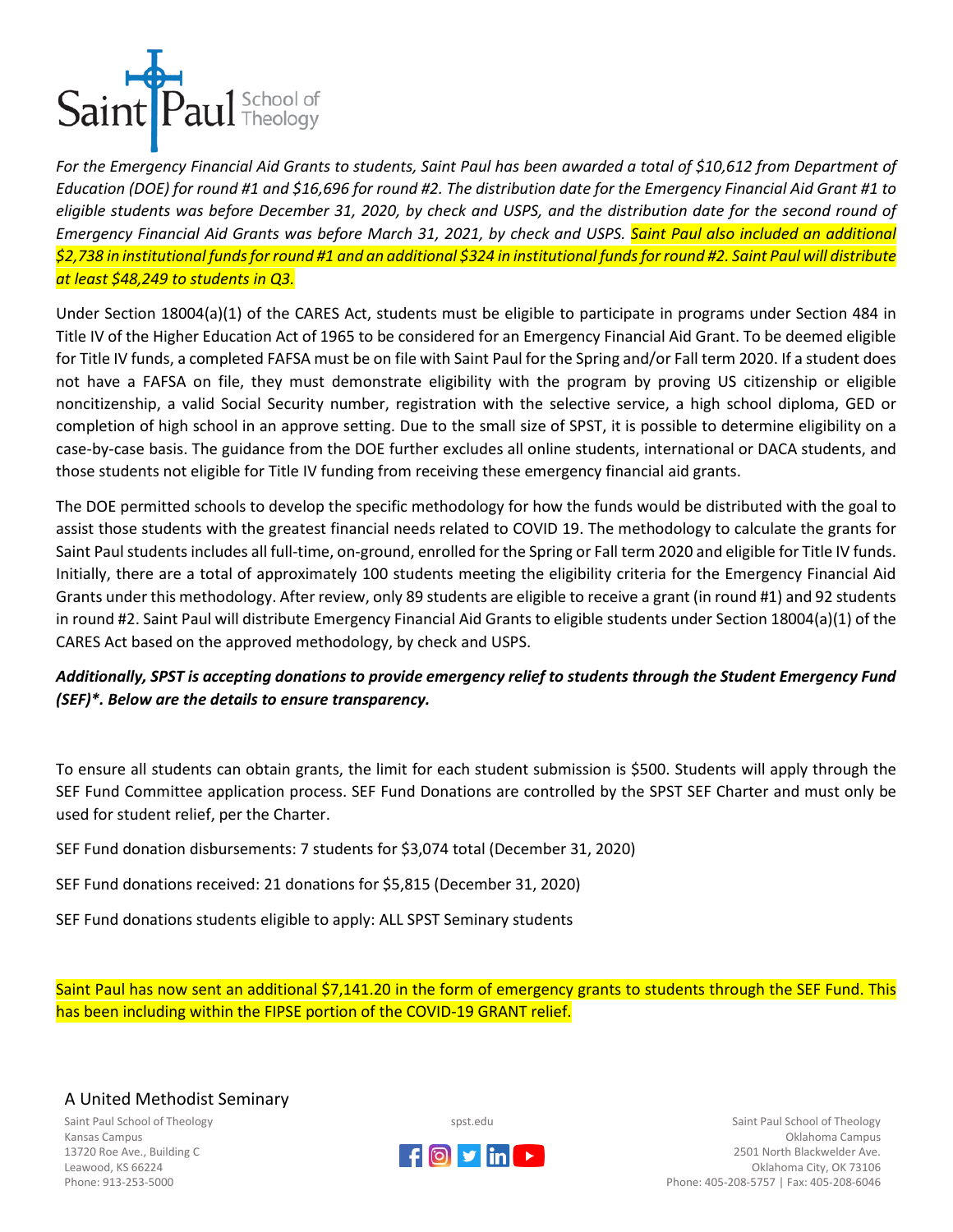*For the Emergency Financial Aid Grants to students, Saint Paul has been awarded a total of $10,612 from Department of Education (DOE) for round #1 and $16,696 for round #2. The distribution date for the Emergency Financial Aid Grant #1 to eligible students was before December 31, 2020, by check and USPS, and the distribution date for the second round of Emergency Financial Aid Grants was before March 31, 2021, by check and USPS. Saint Paul also included an additional $2,738 in institutional funds for round #1 and an additional $324 in institutional funds for round #2. Saint Paul will distribute at least $48,249 to students in Q3.*

Under Section 18004(a)(1) of the CARES Act, students must be eligible to participate in programs under Section 484 in Title IV of the Higher Education Act of 1965 to be considered for an Emergency Financial Aid Grant. To be deemed eligible for Title IV funds, a completed FAFSA must be on file with Saint Paul for the Spring and/or Fall term 2020. If a student does not have a FAFSA on file, they must demonstrate eligibility with the program by proving US citizenship or eligible noncitizenship, a valid Social Security number, registration with the selective service, a high school diploma, GED or completion of high school in an approve setting. Due to the small size of SPST, it is possible to determine eligibility on a case-by-case basis. The guidance from the DOE further excludes all online students, international or DACA students, and those students not eligible for Title IV funding from receiving these emergency financial aid grants.

The DOE permitted schools to develop the specific methodology for how the funds would be distributed with the goal to assist those students with the greatest financial needs related to COVID 19. The methodology to calculate the grants for Saint Paul students includes all full-time, on-ground, enrolled for the Spring or Fall term 2020 and eligible for Title IV funds. Initially, there are a total of approximately 100 students meeting the eligibility criteria for the Emergency Financial Aid Grants under this methodology. After review, only 89 students are eligible to receive a grant (in round #1) and 92 students in round #2. Saint Paul will distribute Emergency Financial Aid Grants to eligible students under Section 18004(a)(1) of the CARES Act based on the approved methodology, by check and USPS.

***Additionally, SPST is accepting donations to provide emergency relief to students through the Student Emergency Fund (SEF)*. Below are the details to ensure transparency.***

To ensure all students can obtain grants, the limit for each student submission is $500. Students will apply through the SEF Fund Committee application process. SEF Fund Donations are controlled by the SPST SEF Charter and must only be used for student relief, per the Charter.

SEF Fund donation disbursements: 7 students for $3,074 total (December 31, 2020)

SEF Fund donations received: 21 donations for $5,815 (December 31, 2020)

SEF Fund donations students eligible to apply: ALL SPST Seminary students

Saint Paul has now sent an additional $7,141.20 in the form of emergency grants to students through the SEF Fund. This has been including within the FIPSE portion of the COVID-19 GRANT relief.

A United Methodist Seminary

Saint Paul School of Theology
Kansas Campus
13720 Roe Ave., Building C
Leawood, KS 66224
Phone: 913-253-5000

spst.edu

Saint Paul School of Theology
Oklahoma Campus
2501 North Blackwelder Ave.
Oklahoma City, OK 73106
Phone: 405-208-5757 | Fax: 405-208-6046